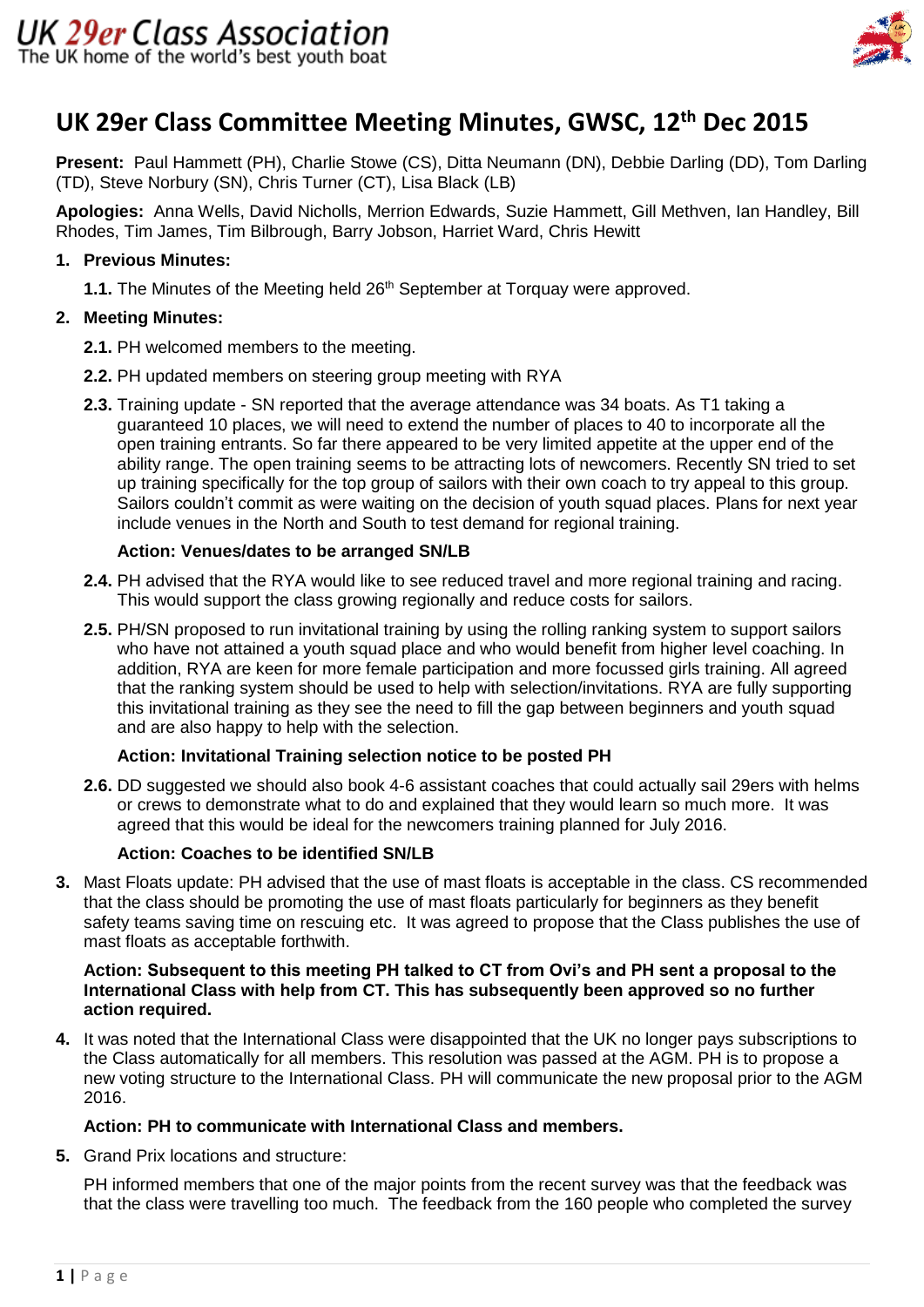UK 29er Class Association
The UK home of the world's best youth boat

# UK 29er Class Committee Meeting Minutes, GWSC, 12th Dec 2015

**Present:** Paul Hammett (PH), Charlie Stowe (CS), Ditta Neumann (DN), Debbie Darling (DD), Tom Darling (TD), Steve Norbury (SN), Chris Turner (CT), Lisa Black (LB)

**Apologies:** Anna Wells, David Nicholls, Merrion Edwards, Suzie Hammett, Gill Methven, Ian Handley, Bill Rhodes, Tim James, Tim Bilbrough, Barry Jobson, Harriet Ward, Chris Hewitt

1. **Previous Minutes:**

   **1.1.** The Minutes of the Meeting held 26th September at Torquay were approved.

2. **Meeting Minutes:**

   **2.1.** PH welcomed members to the meeting.

   **2.2.** PH updated members on steering group meeting with RYA

   **2.3.** Training update - SN reported that the average attendance was 34 boats. As T1 taking a guaranteed 10 places, we will need to extend the number of places to 40 to incorporate all the open training entrants. So far there appeared to be very limited appetite at the upper end of the ability range. The open training seems to be attracting lots of newcomers. Recently SN tried to set up training specifically for the top group of sailors with their own coach to try appeal to this group. Sailors couldn't commit as were waiting on the decision of youth squad places. Plans for next year include venues in the North and South to test demand for regional training.

   **Action: Venues/dates to be arranged SN/LB**

   **2.4.** PH advised that the RYA would like to see reduced travel and more regional training and racing. This would support the class growing regionally and reduce costs for sailors.

   **2.5.** PH/SN proposed to run invitational training by using the rolling ranking system to support sailors who have not attained a youth squad place and who would benefit from higher level coaching. In addition, RYA are keen for more female participation and more focussed girls training. All agreed that the ranking system should be used to help with selection/invitations. RYA are fully supporting this invitational training as they see the need to fill the gap between beginners and youth squad and are also happy to help with the selection.

   **Action: Invitational Training selection notice to be posted PH**

   **2.6.** DD suggested we should also book 4-6 assistant coaches that could actually sail 29ers with helms or crews to demonstrate what to do and explained that they would learn so much more. It was agreed that this would be ideal for the newcomers training planned for July 2016.

   **Action: Coaches to be identified SN/LB**

3. Mast Floats update: PH advised that the use of mast floats is acceptable in the class. CS recommended that the class should be promoting the use of mast floats particularly for beginners as they benefit safety teams saving time on rescuing etc. It was agreed to propose that the Class publishes the use of mast floats as acceptable forthwith.

   **Action: Subsequent to this meeting PH talked to CT from Ovi's and PH sent a proposal to the International Class with help from CT. This has subsequently been approved so no further action required.**

4. It was noted that the International Class were disappointed that the UK no longer pays subscriptions to the Class automatically for all members. This resolution was passed at the AGM. PH is to propose a new voting structure to the International Class. PH will communicate the new proposal prior to the AGM 2016.

   **Action: PH to communicate with International Class and members.**

5. Grand Prix locations and structure:

   PH informed members that one of the major points from the recent survey was that the feedback was that the class were travelling too much. The feedback from the 160 people who completed the survey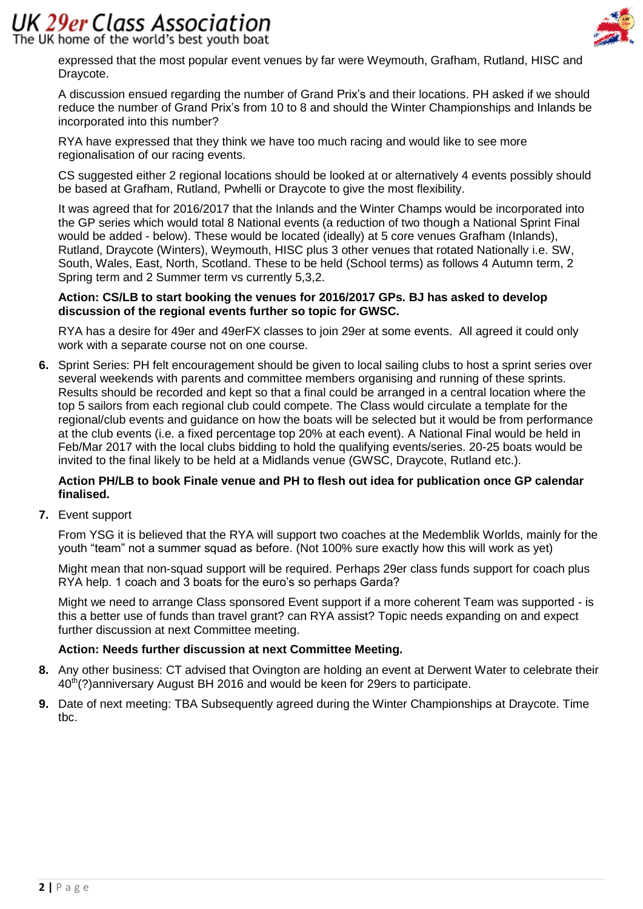expressed that the most popular event venues by far were Weymouth, Grafham, Rutland, HISC and Draycote.

A discussion ensued regarding the number of Grand Prix's and their locations. PH asked if we should reduce the number of Grand Prix's from 10 to 8 and should the Winter Championships and Inlands be incorporated into this number?

RYA have expressed that they think we have too much racing and would like to see more regionalisation of our racing events.

CS suggested either 2 regional locations should be looked at or alternatively 4 events possibly should be based at Grafham, Rutland, Pwhelli or Draycote to give the most flexibility.

It was agreed that for 2016/2017 that the Inlands and the Winter Champs would be incorporated into the GP series which would total 8 National events (a reduction of two though a National Sprint Final would be added - below). These would be located (ideally) at 5 core venues Grafham (Inlands), Rutland, Draycote (Winters), Weymouth, HISC plus 3 other venues that rotated Nationally i.e. SW, South, Wales, East, North, Scotland. These to be held (School terms) as follows 4 Autumn term, 2 Spring term and 2 Summer term vs currently 5,3,2.

**Action: CS/LB to start booking the venues for 2016/2017 GPs. BJ has asked to develop discussion of the regional events further so topic for GWSC.**

RYA has a desire for 49er and 49erFX classes to join 29er at some events. All agreed it could only work with a separate course not on one course.

6. Sprint Series: PH felt encouragement should be given to local sailing clubs to host a sprint series over several weekends with parents and committee members organising and running of these sprints. Results should be recorded and kept so that a final could be arranged in a central location where the top 5 sailors from each regional club could compete. The Class would circulate a template for the regional/club events and guidance on how the boats will be selected but it would be from performance at the club events (i.e. a fixed percentage top 20% at each event). A National Final would be held in Feb/Mar 2017 with the local clubs bidding to hold the qualifying events/series. 20-25 boats would be invited to the final likely to be held at a Midlands venue (GWSC, Draycote, Rutland etc.).

   **Action PH/LB to book Finale venue and PH to flesh out idea for publication once GP calendar finalised.**

7. Event support

   From YSG it is believed that the RYA will support two coaches at the Medemblik Worlds, mainly for the youth "team" not a summer squad as before. (Not 100% sure exactly how this will work as yet)

   Might mean that non-squad support will be required. Perhaps 29er class funds support for coach plus RYA help. 1 coach and 3 boats for the euro's so perhaps Garda?

   Might we need to arrange Class sponsored Event support if a more coherent Team was supported - is this a better use of funds than travel grant? can RYA assist? Topic needs expanding on and expect further discussion at next Committee meeting.

   **Action: Needs further discussion at next Committee Meeting.**

8. Any other business: CT advised that Ovington are holding an event at Derwent Water to celebrate their 40th(?)anniversary August BH 2016 and would be keen for 29ers to participate.

9. Date of next meeting: TBA Subsequently agreed during the Winter Championships at Draycote. Time tbc.